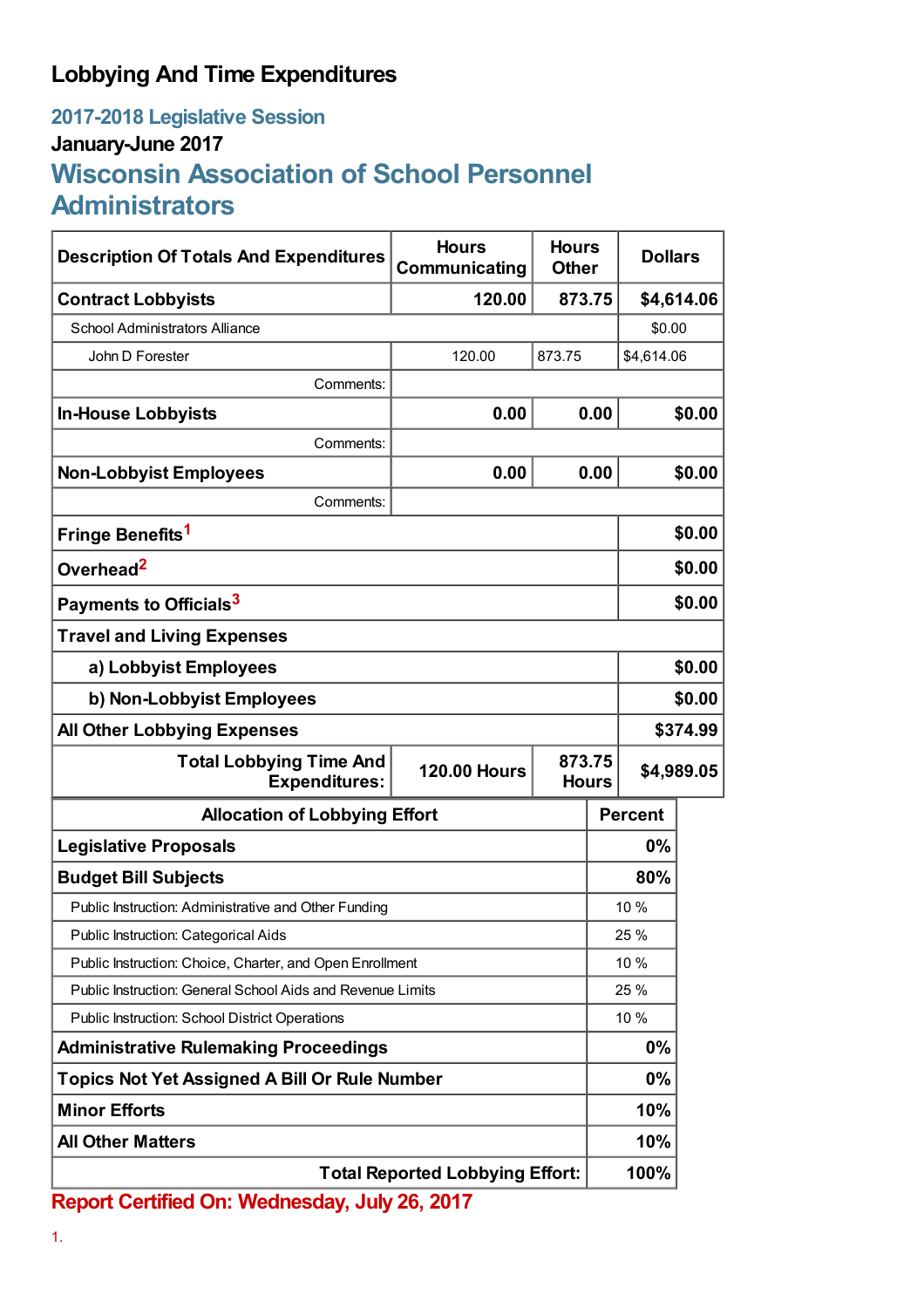# Lobbying And Time Expenditures

## 2017-2018 Legislative Session

### January-June 2017

## Wisconsin Association of School Personnel Administrators

| Description Of Totals And Expenditures | Hours Communicating | Hours Other | Dollars |
|---|---|---|---|
| **Contract Lobbyists** | **120.00** | **873.75** | **$4,614.06** |
| School Administrators Alliance | | | $0.00 |
| John D Forester | 120.00 | 873.75 | $4,614.06 |
| Comments: | | | |
| **In-House Lobbyists** | **0.00** | **0.00** | **$0.00** |
| Comments: | | | |
| **Non-Lobbyist Employees** | **0.00** | **0.00** | **$0.00** |
| Comments: | | | |
| **Fringe Benefits**[1] | | | **$0.00** |
| **Overhead**[2] | | | **$0.00** |
| **Payments to Officials**[3] | | | **$0.00** |
| **Travel and Living Expenses** | | | |
| **a) Lobbyist Employees** | | | **$0.00** |
| **b) Non-Lobbyist Employees** | | | **$0.00** |
| **All Other Lobbying Expenses** | | | **$374.99** |
| **Total Lobbying Time And Expenditures:** | **120.00 Hours** | **873.75 Hours** | **$4,989.05** |

| Allocation of Lobbying Effort | Percent |
|---|---|
| **Legislative Proposals** | **0%** |
| **Budget Bill Subjects** | **80%** |
| Public Instruction: Administrative and Other Funding | 10 % |
| Public Instruction: Categorical Aids | 25 % |
| Public Instruction: Choice, Charter, and Open Enrollment | 10 % |
| Public Instruction: General School Aids and Revenue Limits | 25 % |
| Public Instruction: School District Operations | 10 % |
| **Administrative Rulemaking Proceedings** | **0%** |
| **Topics Not Yet Assigned A Bill Or Rule Number** | **0%** |
| **Minor Efforts** | **10%** |
| **All Other Matters** | **10%** |
| **Total Reported Lobbying Effort:** | **100%** |

**Report Certified On: Wednesday, July 26, 2017**

1.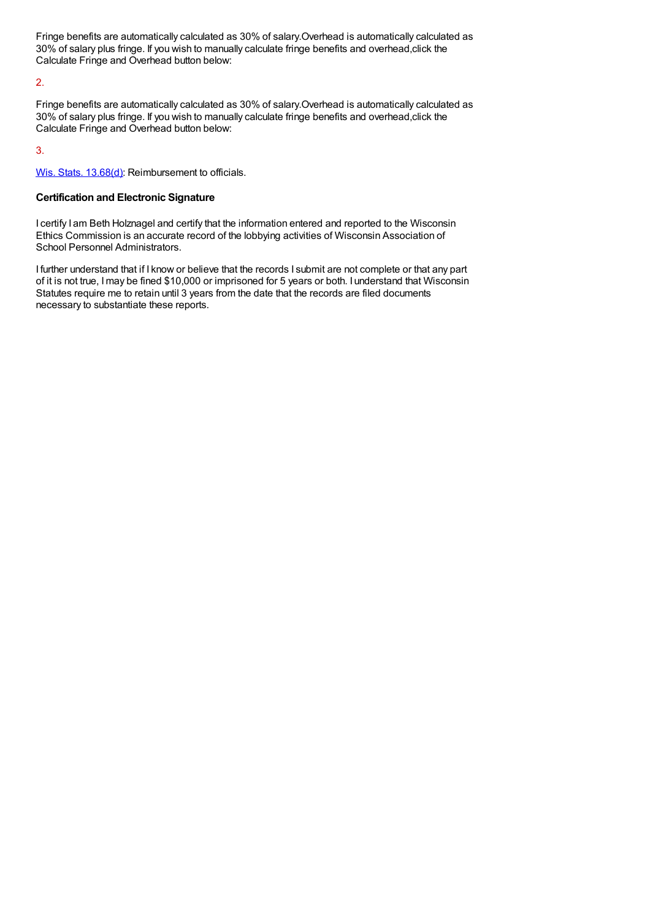Fringe benefits are automatically calculated as 30% of salary.Overhead is automatically calculated as 30% of salary plus fringe. If you wish to manually calculate fringe benefits and overhead,click the Calculate Fringe and Overhead button below:

2.

Fringe benefits are automatically calculated as 30% of salary.Overhead is automatically calculated as 30% of salary plus fringe. If you wish to manually calculate fringe benefits and overhead,click the Calculate Fringe and Overhead button below:

3.

Wis. Stats. 13.68(d): Reimbursement to officials.

**Certification and Electronic Signature**

I certify I am Beth Holznagel and certify that the information entered and reported to the Wisconsin Ethics Commission is an accurate record of the lobbying activities of Wisconsin Association of School Personnel Administrators.

I further understand that if I know or believe that the records I submit are not complete or that any part of it is not true, I may be fined $10,000 or imprisoned for 5 years or both. I understand that Wisconsin Statutes require me to retain until 3 years from the date that the records are filed documents necessary to substantiate these reports.